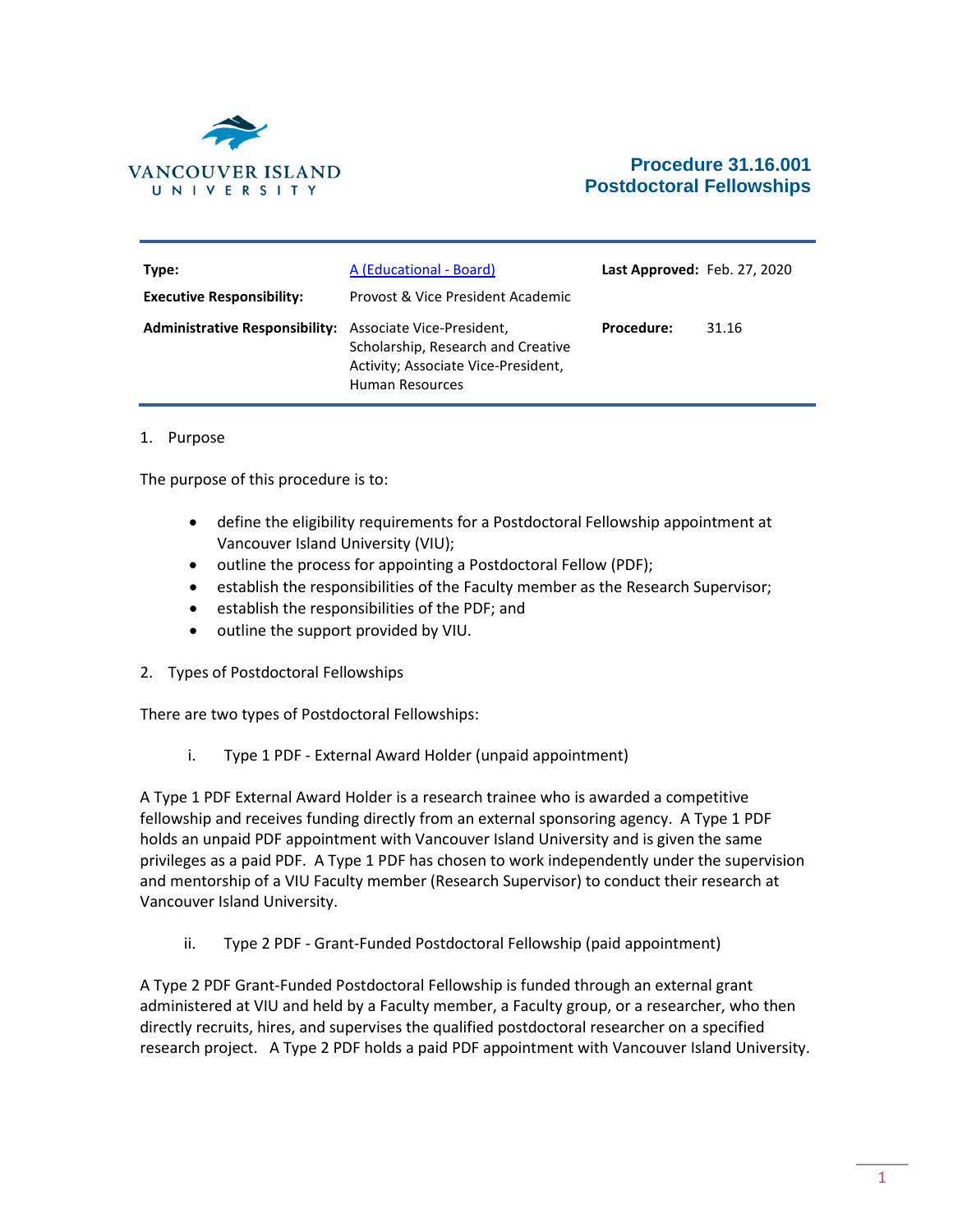VANCOUVER ISLAND UNIVERSITY

# Procedure 31.16.001
# Postdoctoral Fellowships

| | | | |
|---|---|---|---|
| **Type:** | A (Educational - Board) | **Last Approved:** | Feb. 27, 2020 |
| **Executive Responsibility:** | Provost & Vice President Academic | | |
| **Administrative Responsibility:** | Associate Vice-President, Scholarship, Research and Creative Activity; Associate Vice-President, Human Resources | **Procedure:** | 31.16 |

## 1. Purpose

The purpose of this procedure is to:

- define the eligibility requirements for a Postdoctoral Fellowship appointment at Vancouver Island University (VIU);
- outline the process for appointing a Postdoctoral Fellow (PDF);
- establish the responsibilities of the Faculty member as the Research Supervisor;
- establish the responsibilities of the PDF; and
- outline the support provided by VIU.

## 2. Types of Postdoctoral Fellowships

There are two types of Postdoctoral Fellowships:

i. Type 1 PDF - External Award Holder (unpaid appointment)

A Type 1 PDF External Award Holder is a research trainee who is awarded a competitive fellowship and receives funding directly from an external sponsoring agency. A Type 1 PDF holds an unpaid PDF appointment with Vancouver Island University and is given the same privileges as a paid PDF. A Type 1 PDF has chosen to work independently under the supervision and mentorship of a VIU Faculty member (Research Supervisor) to conduct their research at Vancouver Island University.

ii. Type 2 PDF - Grant-Funded Postdoctoral Fellowship (paid appointment)

A Type 2 PDF Grant-Funded Postdoctoral Fellowship is funded through an external grant administered at VIU and held by a Faculty member, a Faculty group, or a researcher, who then directly recruits, hires, and supervises the qualified postdoctoral researcher on a specified research project. A Type 2 PDF holds a paid PDF appointment with Vancouver Island University.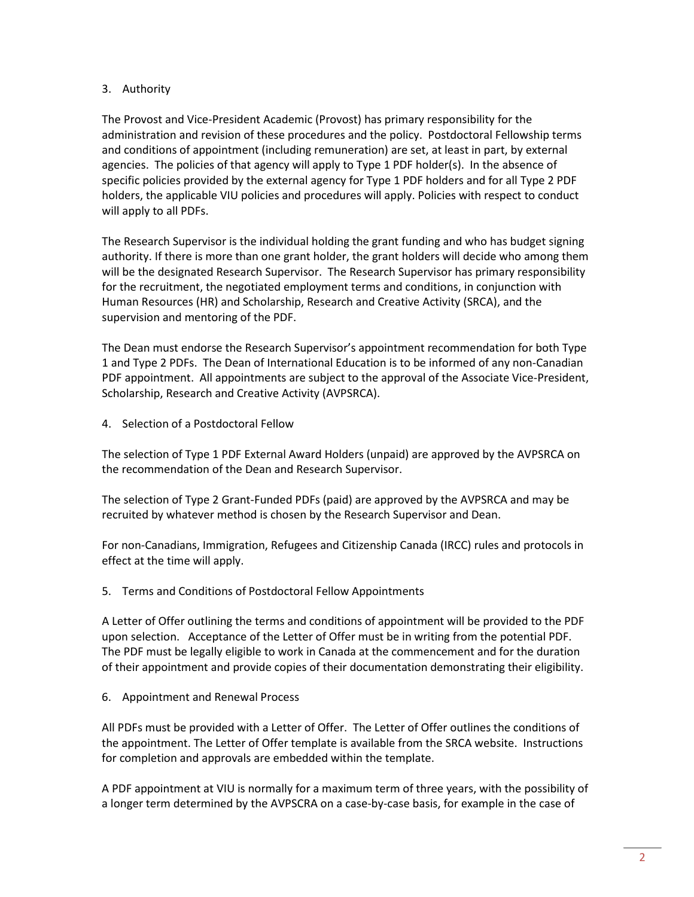## 3. Authority

The Provost and Vice-President Academic (Provost) has primary responsibility for the administration and revision of these procedures and the policy. Postdoctoral Fellowship terms and conditions of appointment (including remuneration) are set, at least in part, by external agencies. The policies of that agency will apply to Type 1 PDF holder(s). In the absence of specific policies provided by the external agency for Type 1 PDF holders and for all Type 2 PDF holders, the applicable VIU policies and procedures will apply. Policies with respect to conduct will apply to all PDFs.

The Research Supervisor is the individual holding the grant funding and who has budget signing authority. If there is more than one grant holder, the grant holders will decide who among them will be the designated Research Supervisor. The Research Supervisor has primary responsibility for the recruitment, the negotiated employment terms and conditions, in conjunction with Human Resources (HR) and Scholarship, Research and Creative Activity (SRCA), and the supervision and mentoring of the PDF.

The Dean must endorse the Research Supervisor's appointment recommendation for both Type 1 and Type 2 PDFs. The Dean of International Education is to be informed of any non-Canadian PDF appointment. All appointments are subject to the approval of the Associate Vice-President, Scholarship, Research and Creative Activity (AVPSRCA).

## 4. Selection of a Postdoctoral Fellow

The selection of Type 1 PDF External Award Holders (unpaid) are approved by the AVPSRCA on the recommendation of the Dean and Research Supervisor.

The selection of Type 2 Grant-Funded PDFs (paid) are approved by the AVPSRCA and may be recruited by whatever method is chosen by the Research Supervisor and Dean.

For non-Canadians, Immigration, Refugees and Citizenship Canada (IRCC) rules and protocols in effect at the time will apply.

## 5. Terms and Conditions of Postdoctoral Fellow Appointments

A Letter of Offer outlining the terms and conditions of appointment will be provided to the PDF upon selection. Acceptance of the Letter of Offer must be in writing from the potential PDF. The PDF must be legally eligible to work in Canada at the commencement and for the duration of their appointment and provide copies of their documentation demonstrating their eligibility.

## 6. Appointment and Renewal Process

All PDFs must be provided with a Letter of Offer. The Letter of Offer outlines the conditions of the appointment. The Letter of Offer template is available from the SRCA website. Instructions for completion and approvals are embedded within the template.

A PDF appointment at VIU is normally for a maximum term of three years, with the possibility of a longer term determined by the AVPSCRA on a case-by-case basis, for example in the case of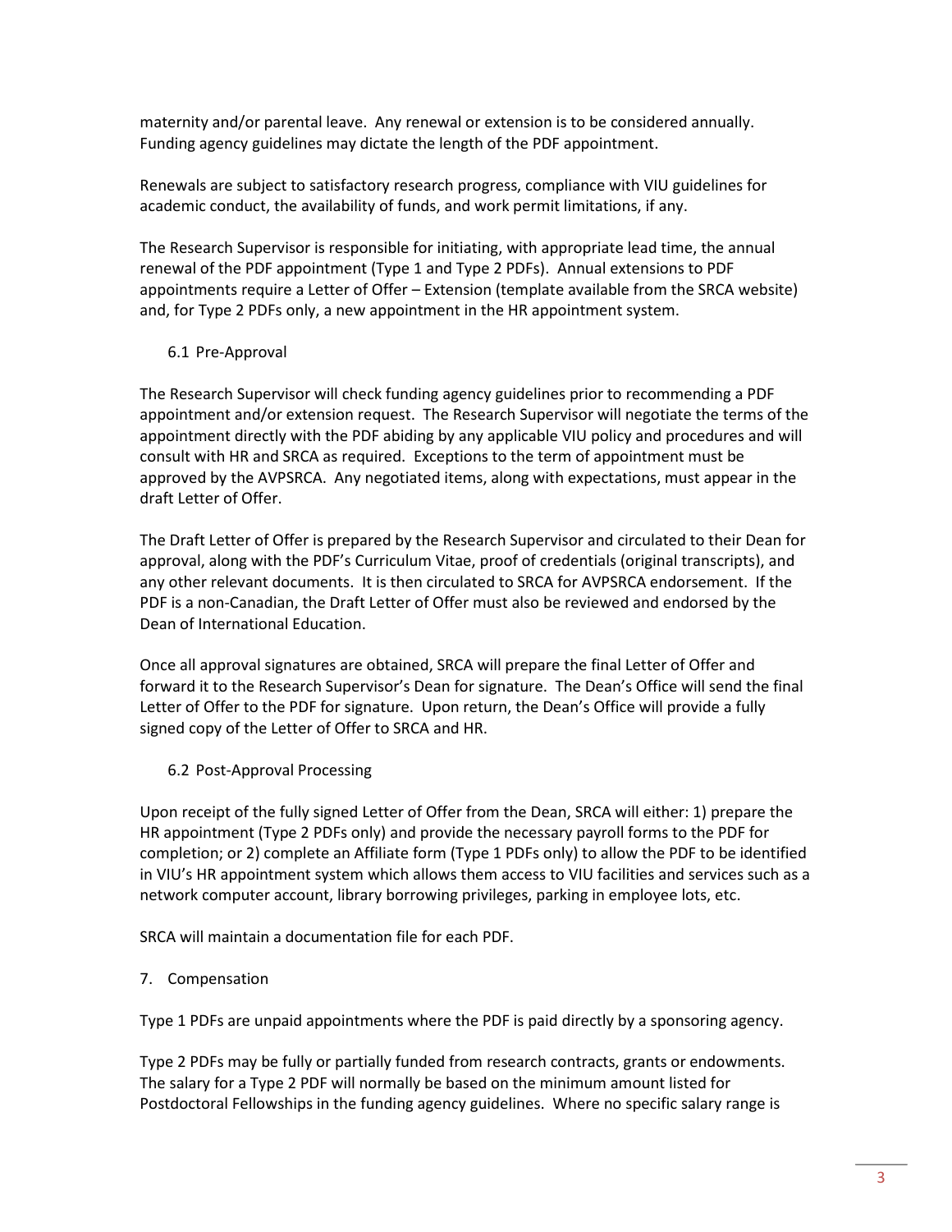maternity and/or parental leave. Any renewal or extension is to be considered annually. Funding agency guidelines may dictate the length of the PDF appointment.

Renewals are subject to satisfactory research progress, compliance with VIU guidelines for academic conduct, the availability of funds, and work permit limitations, if any.

The Research Supervisor is responsible for initiating, with appropriate lead time, the annual renewal of the PDF appointment (Type 1 and Type 2 PDFs). Annual extensions to PDF appointments require a Letter of Offer – Extension (template available from the SRCA website) and, for Type 2 PDFs only, a new appointment in the HR appointment system.

### 6.1 Pre-Approval

The Research Supervisor will check funding agency guidelines prior to recommending a PDF appointment and/or extension request. The Research Supervisor will negotiate the terms of the appointment directly with the PDF abiding by any applicable VIU policy and procedures and will consult with HR and SRCA as required. Exceptions to the term of appointment must be approved by the AVPSRCA. Any negotiated items, along with expectations, must appear in the draft Letter of Offer.

The Draft Letter of Offer is prepared by the Research Supervisor and circulated to their Dean for approval, along with the PDF's Curriculum Vitae, proof of credentials (original transcripts), and any other relevant documents. It is then circulated to SRCA for AVPSRCA endorsement. If the PDF is a non-Canadian, the Draft Letter of Offer must also be reviewed and endorsed by the Dean of International Education.

Once all approval signatures are obtained, SRCA will prepare the final Letter of Offer and forward it to the Research Supervisor's Dean for signature. The Dean's Office will send the final Letter of Offer to the PDF for signature. Upon return, the Dean's Office will provide a fully signed copy of the Letter of Offer to SRCA and HR.

### 6.2 Post-Approval Processing

Upon receipt of the fully signed Letter of Offer from the Dean, SRCA will either: 1) prepare the HR appointment (Type 2 PDFs only) and provide the necessary payroll forms to the PDF for completion; or 2) complete an Affiliate form (Type 1 PDFs only) to allow the PDF to be identified in VIU's HR appointment system which allows them access to VIU facilities and services such as a network computer account, library borrowing privileges, parking in employee lots, etc.

SRCA will maintain a documentation file for each PDF.

## 7. Compensation

Type 1 PDFs are unpaid appointments where the PDF is paid directly by a sponsoring agency.

Type 2 PDFs may be fully or partially funded from research contracts, grants or endowments. The salary for a Type 2 PDF will normally be based on the minimum amount listed for Postdoctoral Fellowships in the funding agency guidelines. Where no specific salary range is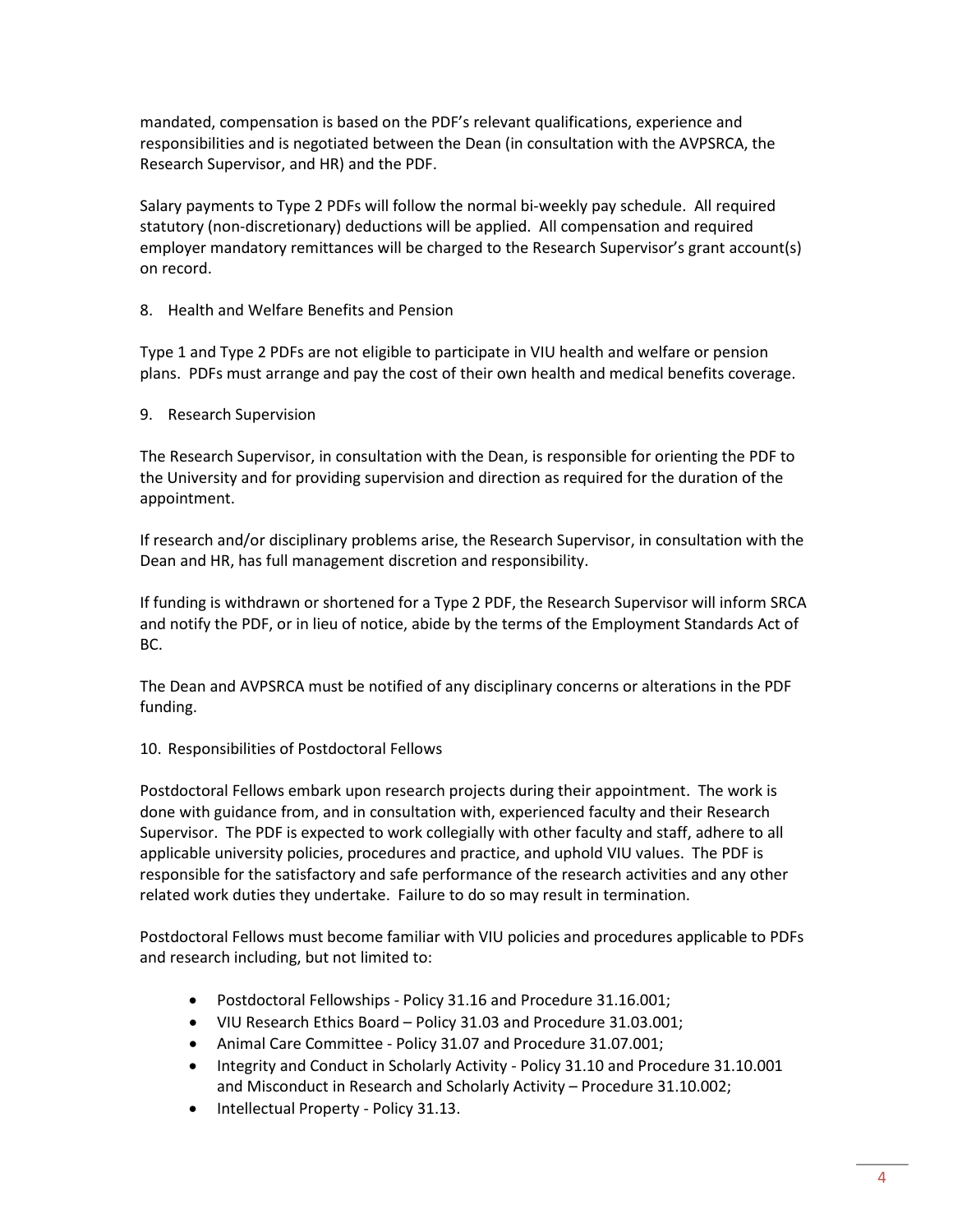mandated, compensation is based on the PDF's relevant qualifications, experience and responsibilities and is negotiated between the Dean (in consultation with the AVPSRCA, the Research Supervisor, and HR) and the PDF.

Salary payments to Type 2 PDFs will follow the normal bi-weekly pay schedule. All required statutory (non-discretionary) deductions will be applied. All compensation and required employer mandatory remittances will be charged to the Research Supervisor's grant account(s) on record.

8. Health and Welfare Benefits and Pension

Type 1 and Type 2 PDFs are not eligible to participate in VIU health and welfare or pension plans. PDFs must arrange and pay the cost of their own health and medical benefits coverage.

9. Research Supervision

The Research Supervisor, in consultation with the Dean, is responsible for orienting the PDF to the University and for providing supervision and direction as required for the duration of the appointment.

If research and/or disciplinary problems arise, the Research Supervisor, in consultation with the Dean and HR, has full management discretion and responsibility.

If funding is withdrawn or shortened for a Type 2 PDF, the Research Supervisor will inform SRCA and notify the PDF, or in lieu of notice, abide by the terms of the Employment Standards Act of BC.

The Dean and AVPSRCA must be notified of any disciplinary concerns or alterations in the PDF funding.

10. Responsibilities of Postdoctoral Fellows

Postdoctoral Fellows embark upon research projects during their appointment. The work is done with guidance from, and in consultation with, experienced faculty and their Research Supervisor. The PDF is expected to work collegially with other faculty and staff, adhere to all applicable university policies, procedures and practice, and uphold VIU values. The PDF is responsible for the satisfactory and safe performance of the research activities and any other related work duties they undertake. Failure to do so may result in termination.

Postdoctoral Fellows must become familiar with VIU policies and procedures applicable to PDFs and research including, but not limited to:

- Postdoctoral Fellowships - Policy 31.16 and Procedure 31.16.001;
- VIU Research Ethics Board – Policy 31.03 and Procedure 31.03.001;
- Animal Care Committee - Policy 31.07 and Procedure 31.07.001;
- Integrity and Conduct in Scholarly Activity - Policy 31.10 and Procedure 31.10.001 and Misconduct in Research and Scholarly Activity – Procedure 31.10.002;
- Intellectual Property - Policy 31.13.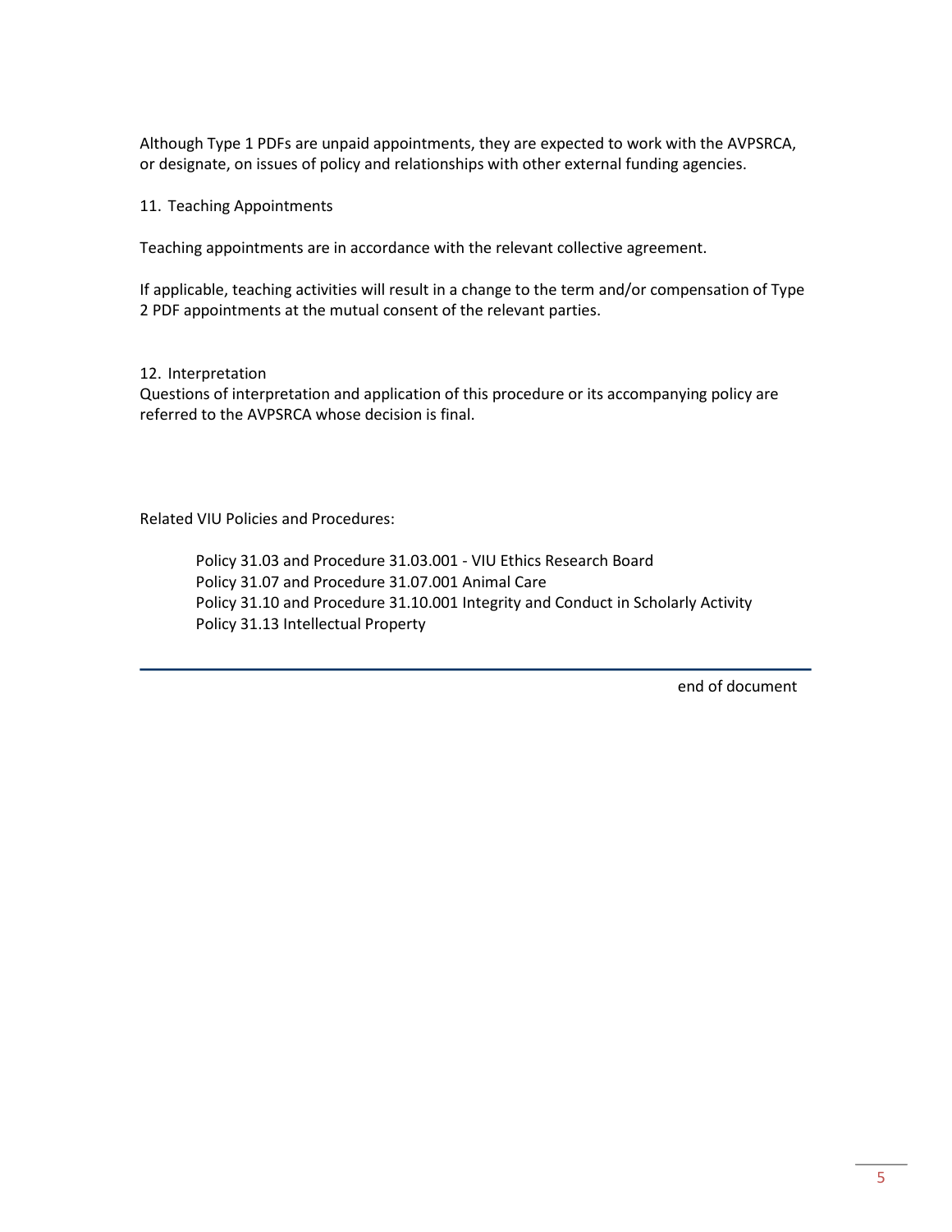Although Type 1 PDFs are unpaid appointments, they are expected to work with the AVPSRCA, or designate, on issues of policy and relationships with other external funding agencies.

## 11. Teaching Appointments

Teaching appointments are in accordance with the relevant collective agreement.

If applicable, teaching activities will result in a change to the term and/or compensation of Type 2 PDF appointments at the mutual consent of the relevant parties.

## 12. Interpretation

Questions of interpretation and application of this procedure or its accompanying policy are referred to the AVPSRCA whose decision is final.

Related VIU Policies and Procedures:

- Policy 31.03 and Procedure 31.03.001 - VIU Ethics Research Board
- Policy 31.07 and Procedure 31.07.001 Animal Care
- Policy 31.10 and Procedure 31.10.001 Integrity and Conduct in Scholarly Activity
- Policy 31.13 Intellectual Property

---

end of document